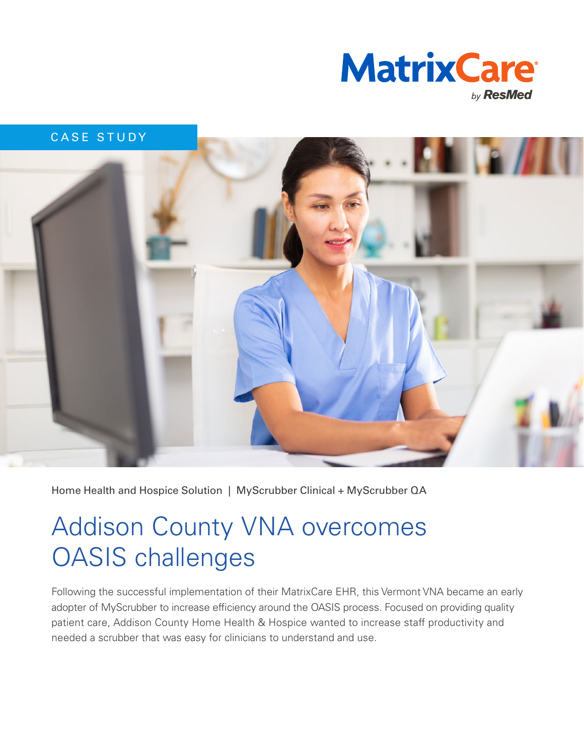MatrixCare by ResMed

CASE STUDY

Home Health and Hospice Solution | MyScrubber Clinical + MyScrubber QA

# Addison County VNA overcomes OASIS challenges

Following the successful implementation of their MatrixCare EHR, this Vermont VNA became an early adopter of MyScrubber to increase efficiency around the OASIS process. Focused on providing quality patient care, Addison County Home Health & Hospice wanted to increase staff productivity and needed a scrubber that was easy for clinicians to understand and use.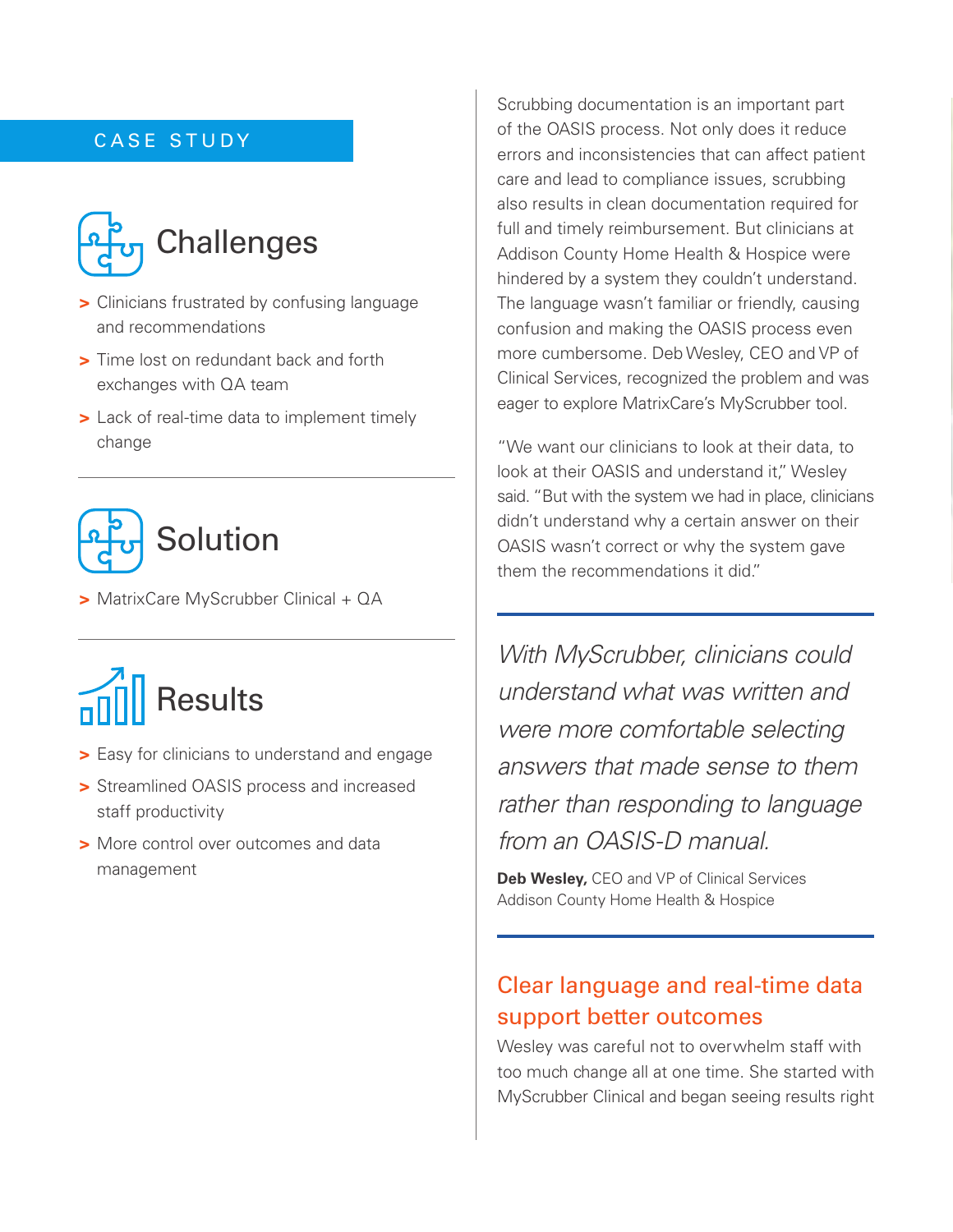CASE STUDY

## Challenges

- Clinicians frustrated by confusing language and recommendations
- Time lost on redundant back and forth exchanges with QA team
- Lack of real-time data to implement timely change

## Solution

- MatrixCare MyScrubber Clinical + QA

## Results

- Easy for clinicians to understand and engage
- Streamlined OASIS process and increased staff productivity
- More control over outcomes and data management

Scrubbing documentation is an important part of the OASIS process. Not only does it reduce errors and inconsistencies that can affect patient care and lead to compliance issues, scrubbing also results in clean documentation required for full and timely reimbursement. But clinicians at Addison County Home Health & Hospice were hindered by a system they couldn't understand. The language wasn't familiar or friendly, causing confusion and making the OASIS process even more cumbersome. Deb Wesley, CEO and VP of Clinical Services, recognized the problem and was eager to explore MatrixCare's MyScrubber tool.

"We want our clinicians to look at their data, to look at their OASIS and understand it," Wesley said. "But with the system we had in place, clinicians didn't understand why a certain answer on their OASIS wasn't correct or why the system gave them the recommendations it did."

> *With MyScrubber, clinicians could understand what was written and were more comfortable selecting answers that made sense to them rather than responding to language from an OASIS-D manual.*
>
> **Deb Wesley,** CEO and VP of Clinical Services
> Addison County Home Health & Hospice

### Clear language and real-time data support better outcomes

Wesley was careful not to overwhelm staff with too much change all at one time. She started with MyScrubber Clinical and began seeing results right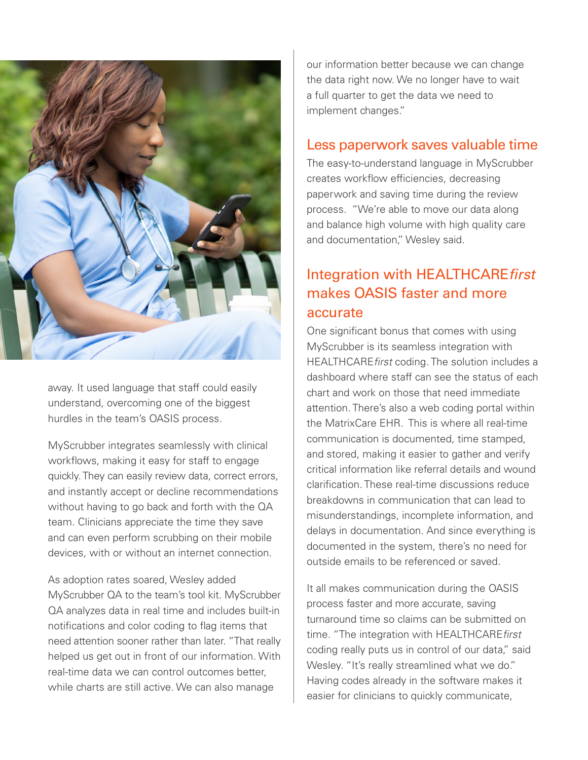away. It used language that staff could easily understand, overcoming one of the biggest hurdles in the team's OASIS process.

MyScrubber integrates seamlessly with clinical workflows, making it easy for staff to engage quickly. They can easily review data, correct errors, and instantly accept or decline recommendations without having to go back and forth with the QA team. Clinicians appreciate the time they save and can even perform scrubbing on their mobile devices, with or without an internet connection.

As adoption rates soared, Wesley added MyScrubber QA to the team's tool kit. MyScrubber QA analyzes data in real time and includes built-in notifications and color coding to flag items that need attention sooner rather than later. "That really helped us get out in front of our information. With real-time data we can control outcomes better, while charts are still active. We can also manage our information better because we can change the data right now. We no longer have to wait a full quarter to get the data we need to implement changes."

## Less paperwork saves valuable time

The easy-to-understand language in MyScrubber creates workflow efficiencies, decreasing paperwork and saving time during the review process. "We're able to move our data along and balance high volume with high quality care and documentation," Wesley said.

## Integration with HEALTHCARE*first* makes OASIS faster and more accurate

One significant bonus that comes with using MyScrubber is its seamless integration with HEALTHCARE*first* coding. The solution includes a dashboard where staff can see the status of each chart and work on those that need immediate attention. There's also a web coding portal within the MatrixCare EHR. This is where all real-time communication is documented, time stamped, and stored, making it easier to gather and verify critical information like referral details and wound clarification. These real-time discussions reduce breakdowns in communication that can lead to misunderstandings, incomplete information, and delays in documentation. And since everything is documented in the system, there's no need for outside emails to be referenced or saved.

It all makes communication during the OASIS process faster and more accurate, saving turnaround time so claims can be submitted on time. "The integration with HEALTHCARE*first* coding really puts us in control of our data," said Wesley. "It's really streamlined what we do." Having codes already in the software makes it easier for clinicians to quickly communicate,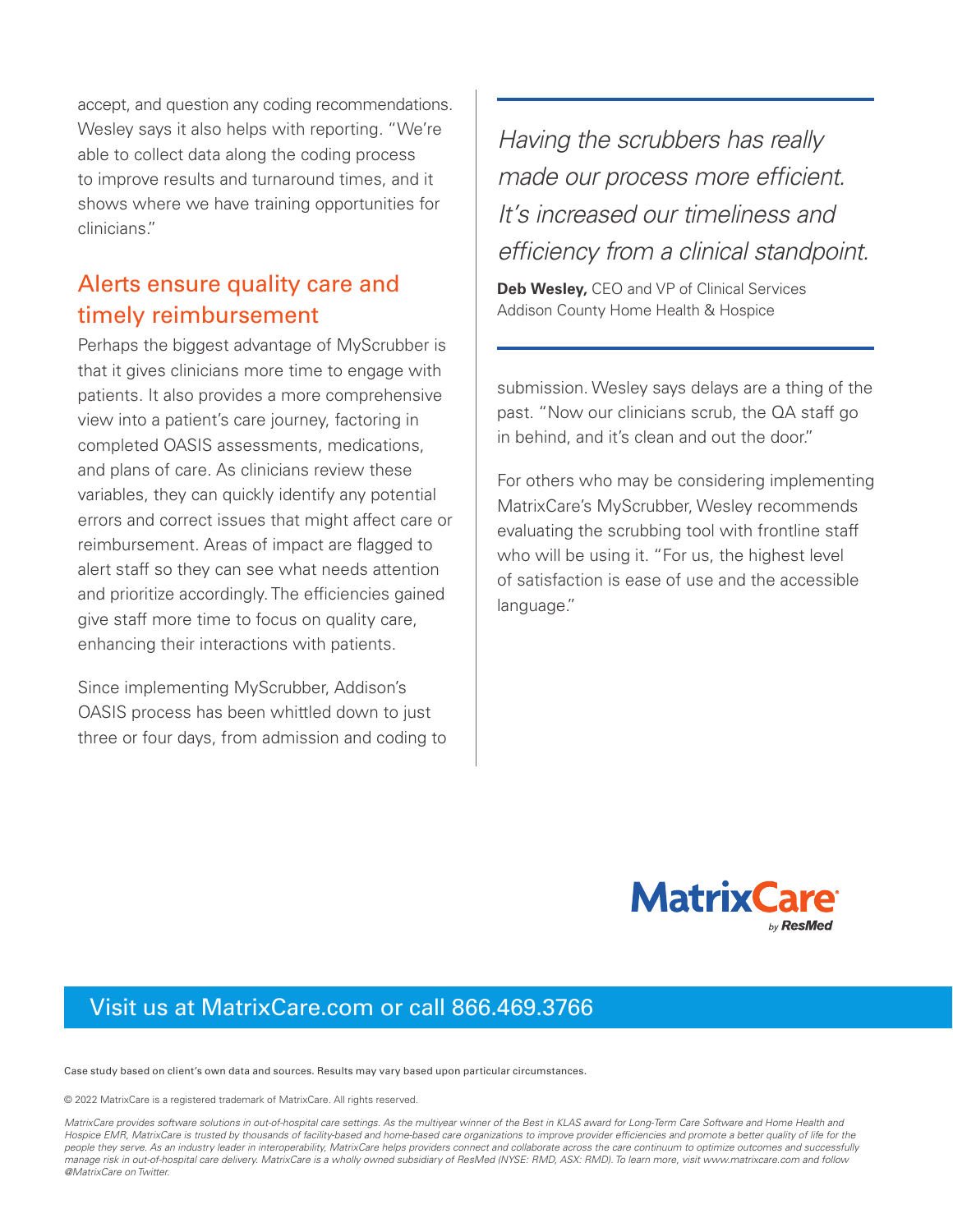accept, and question any coding recommendations. Wesley says it also helps with reporting. "We're able to collect data along the coding process to improve results and turnaround times, and it shows where we have training opportunities for clinicians."

## Alerts ensure quality care and timely reimbursement

Perhaps the biggest advantage of MyScrubber is that it gives clinicians more time to engage with patients. It also provides a more comprehensive view into a patient's care journey, factoring in completed OASIS assessments, medications, and plans of care. As clinicians review these variables, they can quickly identify any potential errors and correct issues that might affect care or reimbursement. Areas of impact are flagged to alert staff so they can see what needs attention and prioritize accordingly. The efficiencies gained give staff more time to focus on quality care, enhancing their interactions with patients.

Since implementing MyScrubber, Addison's OASIS process has been whittled down to just three or four days, from admission and coding to submission. Wesley says delays are a thing of the past. "Now our clinicians scrub, the QA staff go in behind, and it's clean and out the door."

> *Having the scrubbers has really made our process more efficient. It's increased our timeliness and efficiency from a clinical standpoint.*
>
> **Deb Wesley,** CEO and VP of Clinical Services
> Addison County Home Health & Hospice

For others who may be considering implementing MatrixCare's MyScrubber, Wesley recommends evaluating the scrubbing tool with frontline staff who will be using it. "For us, the highest level of satisfaction is ease of use and the accessible language."

MatrixCare by ResMed

Visit us at MatrixCare.com or call 866.469.3766

Case study based on client's own data and sources. Results may vary based upon particular circumstances.

© 2022 MatrixCare is a registered trademark of MatrixCare. All rights reserved.

*MatrixCare provides software solutions in out-of-hospital care settings. As the multiyear winner of the Best in KLAS award for Long-Term Care Software and Home Health and Hospice EMR, MatrixCare is trusted by thousands of facility-based and home-based care organizations to improve provider efficiencies and promote a better quality of life for the people they serve. As an industry leader in interoperability, MatrixCare helps providers connect and collaborate across the care continuum to optimize outcomes and successfully manage risk in out-of-hospital care delivery. MatrixCare is a wholly owned subsidiary of ResMed (NYSE: RMD, ASX: RMD). To learn more, visit www.matrixcare.com and follow @MatrixCare on Twitter.*